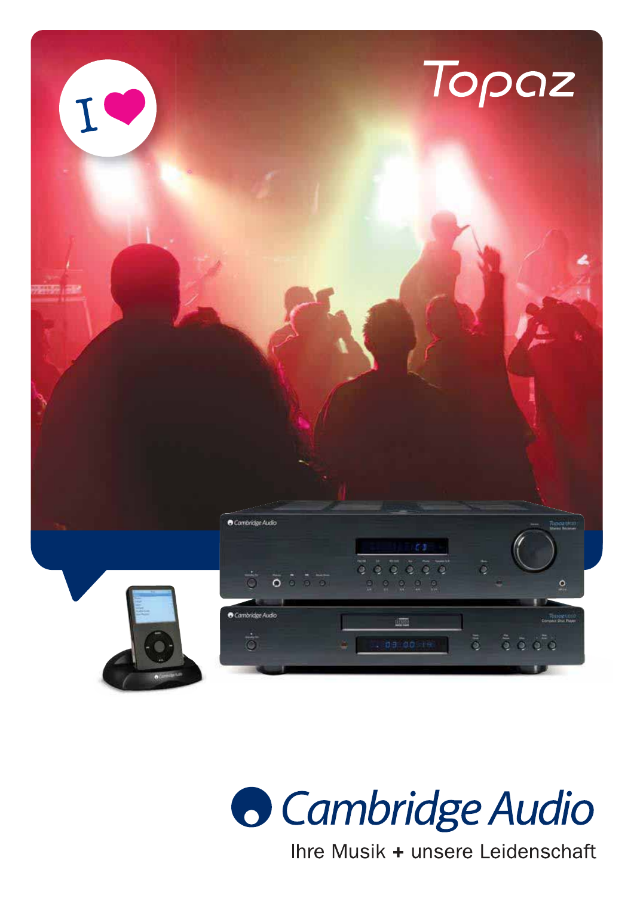# Topaz

I ❤

Cambridge Audio

Ihre Musik + unsere Leidenschaft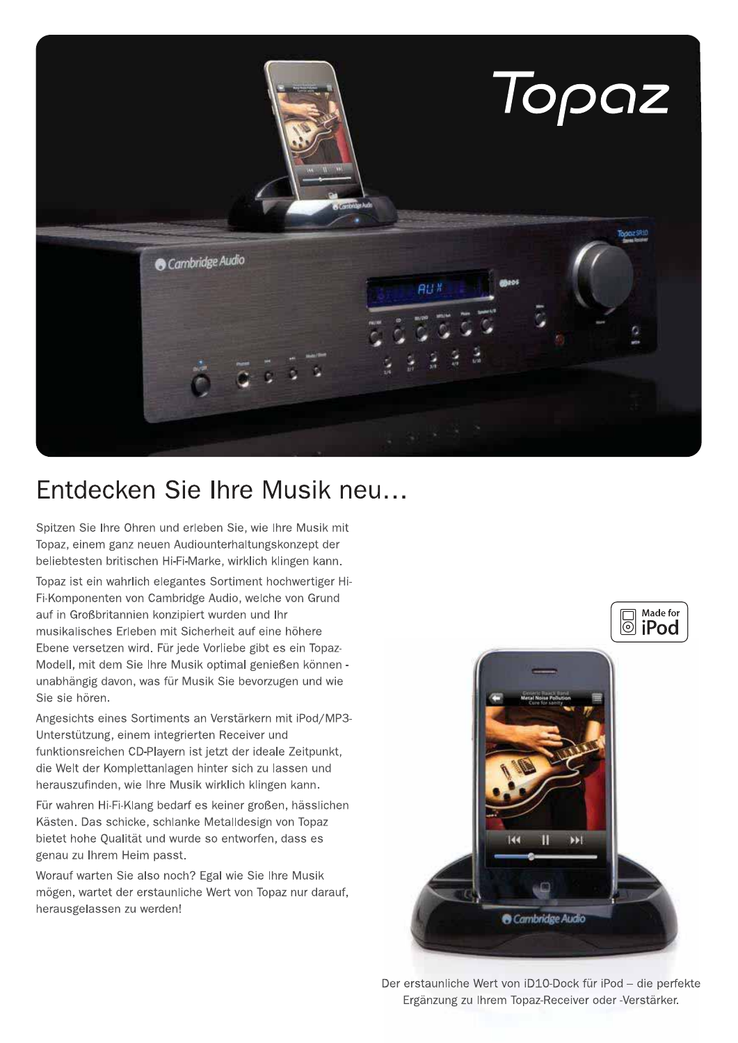Topaz

# Entdecken Sie Ihre Musik neu…

Spitzen Sie Ihre Ohren und erleben Sie, wie Ihre Musik mit Topaz, einem ganz neuen Audiounterhaltungskonzept der beliebtesten britischen Hi-Fi-Marke, wirklich klingen kann.

Topaz ist ein wahrlich elegantes Sortiment hochwertiger Hi-Fi-Komponenten von Cambridge Audio, welche von Grund auf in Großbritannien konzipiert wurden und Ihr musikalisches Erleben mit Sicherheit auf eine höhere Ebene versetzen wird. Für jede Vorliebe gibt es ein Topaz-Modell, mit dem Sie Ihre Musik optimal genießen können - unabhängig davon, was für Musik Sie bevorzugen und wie Sie sie hören.

Angesichts eines Sortiments an Verstärkern mit iPod/MP3-Unterstützung, einem integrierten Receiver und funktionsreichen CD-Playern ist jetzt der ideale Zeitpunkt, die Welt der Komplettanlagen hinter sich zu lassen und herauszufinden, wie Ihre Musik wirklich klingen kann.

Für wahren Hi-Fi-Klang bedarf es keiner großen, hässlichen Kästen. Das schicke, schlanke Metalldesign von Topaz bietet hohe Qualität und wurde so entworfen, dass es genau zu Ihrem Heim passt.

Worauf warten Sie also noch? Egal wie Sie Ihre Musik mögen, wartet der erstaunliche Wert von Topaz nur darauf, herausgelassen zu werden!

Made for iPod

Der erstaunliche Wert von iD10-Dock für iPod – die perfekte Ergänzung zu Ihrem Topaz-Receiver oder -Verstärker.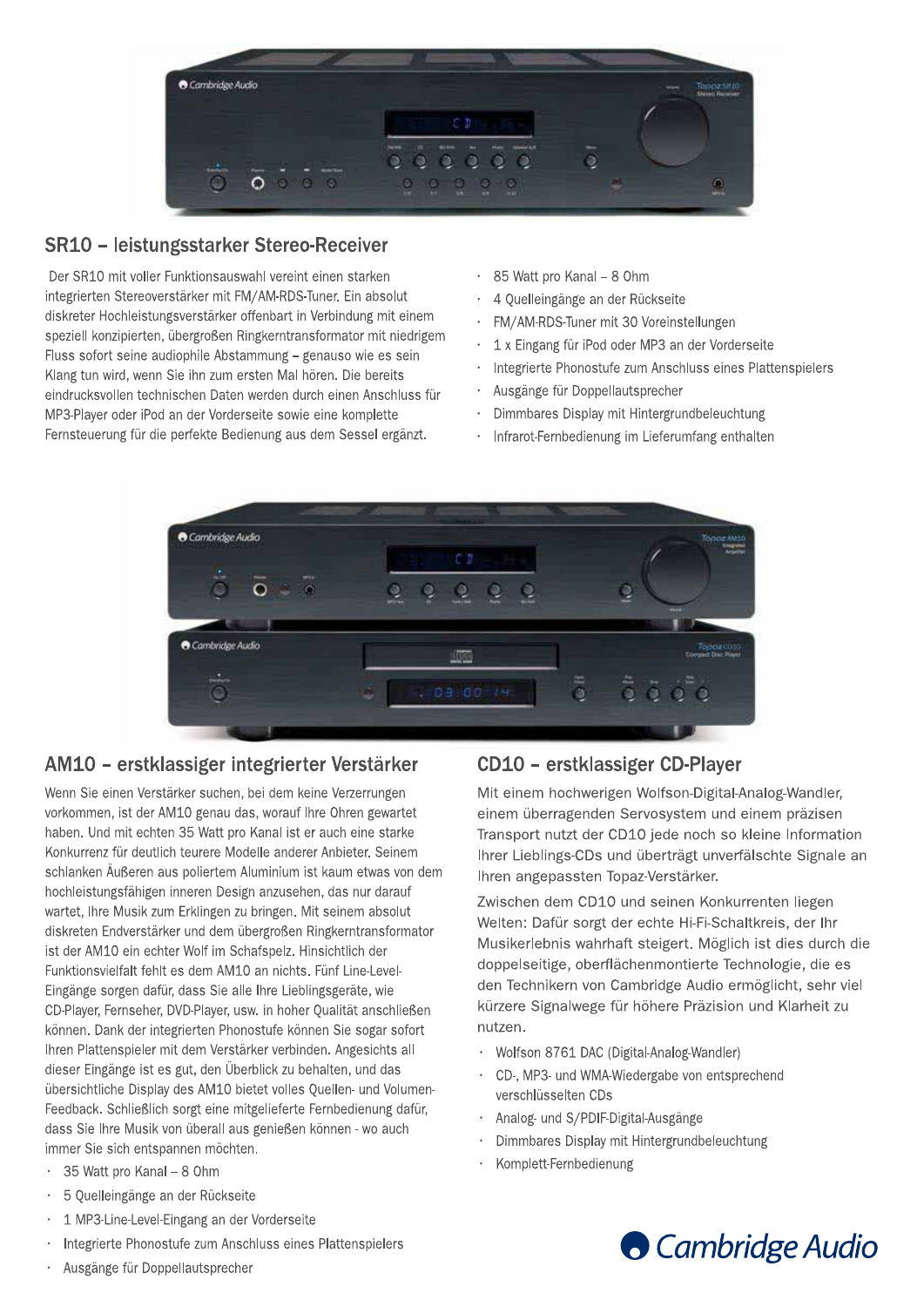## SR10 – leistungsstarker Stereo-Receiver

Der SR10 mit voller Funktionsauswahl vereint einen starken integrierten Stereoverstärker mit FM/AM-RDS-Tuner. Ein absolut diskreter Hochleistungsverstärker offenbart in Verbindung mit einem speziell konzipierten, übergroßen Ringkerntransformator mit niedrigem Fluss sofort seine audiophile Abstammung – genauso wie es sein Klang tun wird, wenn Sie ihn zum ersten Mal hören. Die bereits eindrucksvollen technischen Daten werden durch einen Anschluss für MP3-Player oder iPod an der Vorderseite sowie eine komplette Fernsteuerung für die perfekte Bedienung aus dem Sessel ergänzt.

- 85 Watt pro Kanal – 8 Ohm
- 4 Quelleingänge an der Rückseite
- FM/AM-RDS-Tuner mit 30 Voreinstellungen
- 1 x Eingang für iPod oder MP3 an der Vorderseite
- Integrierte Phonostufe zum Anschluss eines Plattenspielers
- Ausgänge für Doppellautsprecher
- Dimmbares Display mit Hintergrundbeleuchtung
- Infrarot-Fernbedienung im Lieferumfang enthalten

## AM10 – erstklassiger integrierter Verstärker

Wenn Sie einen Verstärker suchen, bei dem keine Verzerrungen vorkommen, ist der AM10 genau das, worauf Ihre Ohren gewartet haben. Und mit echten 35 Watt pro Kanal ist er auch eine starke Konkurrenz für deutlich teurere Modelle anderer Anbieter. Seinem schlanken Äußeren aus poliertem Aluminium ist kaum etwas von dem hochleistungsfähigen inneren Design anzusehen, das nur darauf wartet, Ihre Musik zum Erklingen zu bringen. Mit seinem absolut diskreten Endverstärker und dem übergroßen Ringkerntransformator ist der AM10 ein echter Wolf im Schafspelz. Hinsichtlich der Funktionsvielfalt fehlt es dem AM10 an nichts. Fünf Line-Level-Eingänge sorgen dafür, dass Sie alle Ihre Lieblingsgeräte, wie CD-Player, Fernseher, DVD-Player, usw. in hoher Qualität anschließen können. Dank der integrierten Phonostufe können Sie sogar sofort Ihren Plattenspieler mit dem Verstärker verbinden. Angesichts all dieser Eingänge ist es gut, den Überblick zu behalten, und das übersichtliche Display des AM10 bietet volles Quellen- und Volumen-Feedback. Schließlich sorgt eine mitgelieferte Fernbedienung dafür, dass Sie Ihre Musik von überall aus genießen können - wo auch immer Sie sich entspannen möchten.

- 35 Watt pro Kanal – 8 Ohm
- 5 Quelleingänge an der Rückseite
- 1 MP3-Line-Level-Eingang an der Vorderseite
- Integrierte Phonostufe zum Anschluss eines Plattenspielers
- Ausgänge für Doppellautsprecher

## CD10 – erstklassiger CD-Player

Mit einem hochwerigen Wolfson-Digital-Analog-Wandler, einem überragenden Servosystem und einem präzisen Transport nutzt der CD10 jede noch so kleine Information Ihrer Lieblings-CDs und überträgt unverfälschte Signale an Ihren angepassten Topaz-Verstärker.

Zwischen dem CD10 und seinen Konkurrenten liegen Welten: Dafür sorgt der echte Hi-Fi-Schaltkreis, der Ihr Musikerlebnis wahrhaft steigert. Möglich ist dies durch die doppelseitige, oberflächenmontierte Technologie, die es den Technikern von Cambridge Audio ermöglicht, sehr viel kürzere Signalwege für höhere Präzision und Klarheit zu nutzen.

- Wolfson 8761 DAC (Digital-Analog-Wandler)
- CD-, MP3- und WMA-Wiedergabe von entsprechend verschlüsselten CDs
- Analog- und S/PDIF-Digital-Ausgänge
- Dimmbares Display mit Hintergrundbeleuchtung
- Komplett-Fernbedienung

Cambridge Audio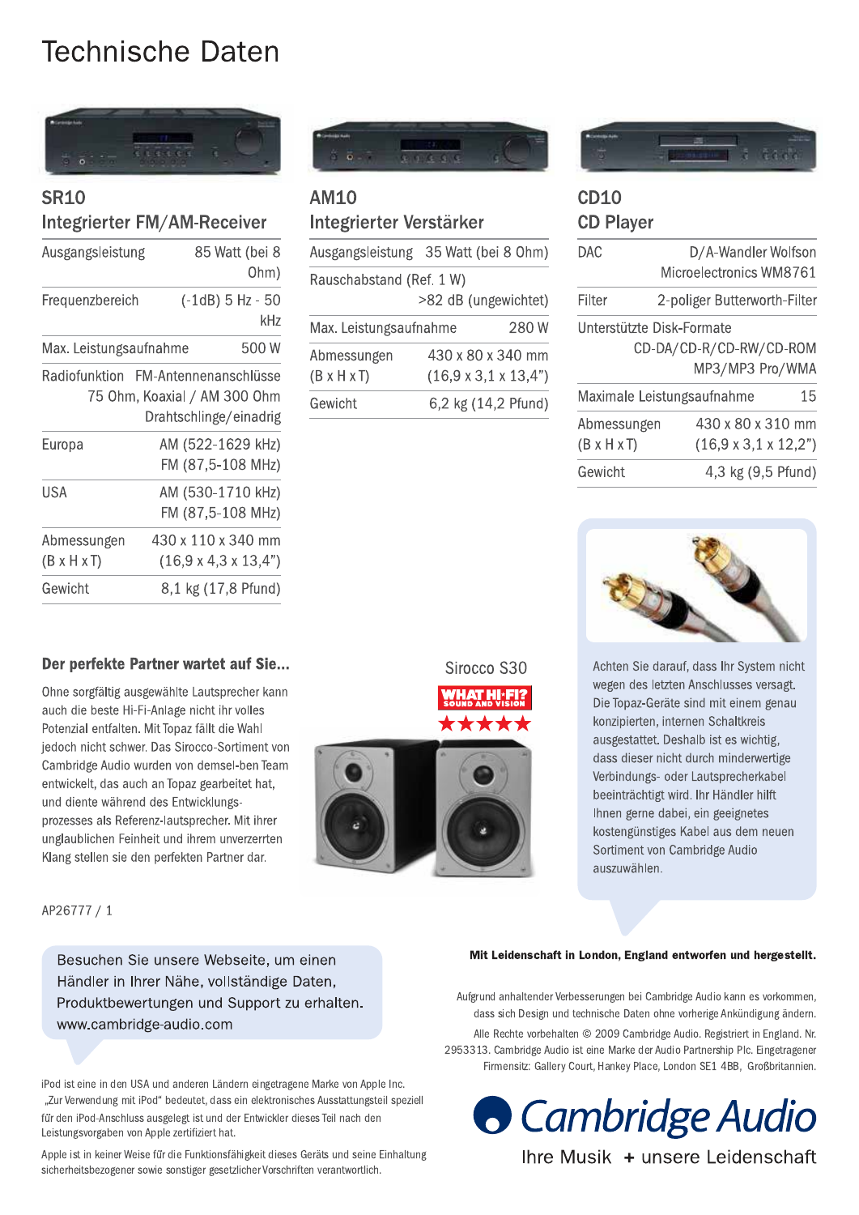# Technische Daten

## SR10
### Integrierter FM/AM-Receiver

| | |
|---|---|
| Ausgangsleistung | 85 Watt (bei 8 Ohm) |
| Frequenzbereich | (-1dB) 5 Hz - 50 kHz |
| Max. Leistungsaufnahme | 500 W |
| Radiofunktion | FM-Antennenanschlüsse 75 Ohm, Koaxial / AM 300 Ohm Drahtschlinge/einadrig |
| Europa | AM (522-1629 kHz) FM (87,5-108 MHz) |
| USA | AM (530-1710 kHz) FM (87,5-108 MHz) |
| Abmessungen (B x H x T) | 430 x 110 x 340 mm (16,9 x 4,3 x 13,4") |
| Gewicht | 8,1 kg (17,8 Pfund) |

## AM10
### Integrierter Verstärker

| | |
|---|---|
| Ausgangsleistung | 35 Watt (bei 8 Ohm) |
| Rauschabstand (Ref. 1 W) | >82 dB (ungewichtet) |
| Max. Leistungsaufnahme | 280 W |
| Abmessungen (B x H x T) | 430 x 80 x 340 mm (16,9 x 3,1 x 13,4") |
| Gewicht | 6,2 kg (14,2 Pfund) |

## CD10
### CD Player

| | |
|---|---|
| DAC | D/A-Wandler Wolfson Microelectronics WM8761 |
| Filter | 2-poliger Butterworth-Filter |
| Unterstützte Disk-Formate | CD-DA/CD-R/CD-RW/CD-ROM MP3/MP3 Pro/WMA |
| Maximale Leistungsaufnahme | 15 |
| Abmessungen (B x H x T) | 430 x 80 x 310 mm (16,9 x 3,1 x 12,2") |
| Gewicht | 4,3 kg (9,5 Pfund) |

### Der perfekte Partner wartet auf Sie...

Ohne sorgfältig ausgewählte Lautsprecher kann auch die beste Hi-Fi-Anlage nicht ihr volles Potenzial entfalten. Mit Topaz fällt die Wahl jedoch nicht schwer. Das Sirocco-Sortiment von Cambridge Audio wurden von demsel-ben Team entwickelt, das auch an Topaz gearbeitet hat, und diente während des Entwicklungs-prozesses als Referenz-lautsprecher. Mit ihrer unglaublichen Feinheit und ihrem unverzerrten Klang stellen sie den perfekten Partner dar.

Sirocco S30

WHAT HI-FI? SOUND AND VISION ★★★★★

Achten Sie darauf, dass Ihr System nicht wegen des letzten Anschlusses versagt. Die Topaz-Geräte sind mit einem genau konzipierten, internen Schaltkreis ausgestattet. Deshalb ist es wichtig, dass dieser nicht durch minderwertige Verbindungs- oder Lautsprecherkabel beeinträchtigt wird. Ihr Händler hilft Ihnen gerne dabei, ein geeignetes kostengünstiges Kabel aus dem neuen Sortiment von Cambridge Audio auszuwählen.

AP26777 / 1

Besuchen Sie unsere Webseite, um einen Händler in Ihrer Nähe, vollständige Daten, Produktbewertungen und Support zu erhalten. www.cambridge-audio.com

**Mit Leidenschaft in London, England entworfen und hergestellt.**

Aufgrund anhaltender Verbesserungen bei Cambridge Audio kann es vorkommen, dass sich Design und technische Daten ohne vorherige Ankündigung ändern.

Alle Rechte vorbehalten © 2009 Cambridge Audio. Registriert in England. Nr. 2953313. Cambridge Audio ist eine Marke der Audio Partnership Plc. Eingetragener Firmensitz: Gallery Court, Hankey Place, London SE1 4BB, Großbritannien.

iPod ist eine in den USA und anderen Ländern eingetragene Marke von Apple Inc. „Zur Verwendung mit iPod" bedeutet, dass ein elektronisches Ausstattungsteil speziell für den iPod-Anschluss ausgelegt ist und der Entwickler dieses Teil nach den Leistungsvorgaben von Apple zertifiziert hat.

Apple ist in keiner Weise für die Funktionsfähigkeit dieses Geräts und seine Einhaltung sicherheitsbezogener sowie sonstiger gesetzlicher Vorschriften verantwortlich.

Cambridge Audio

Ihre Musik + unsere Leidenschaft